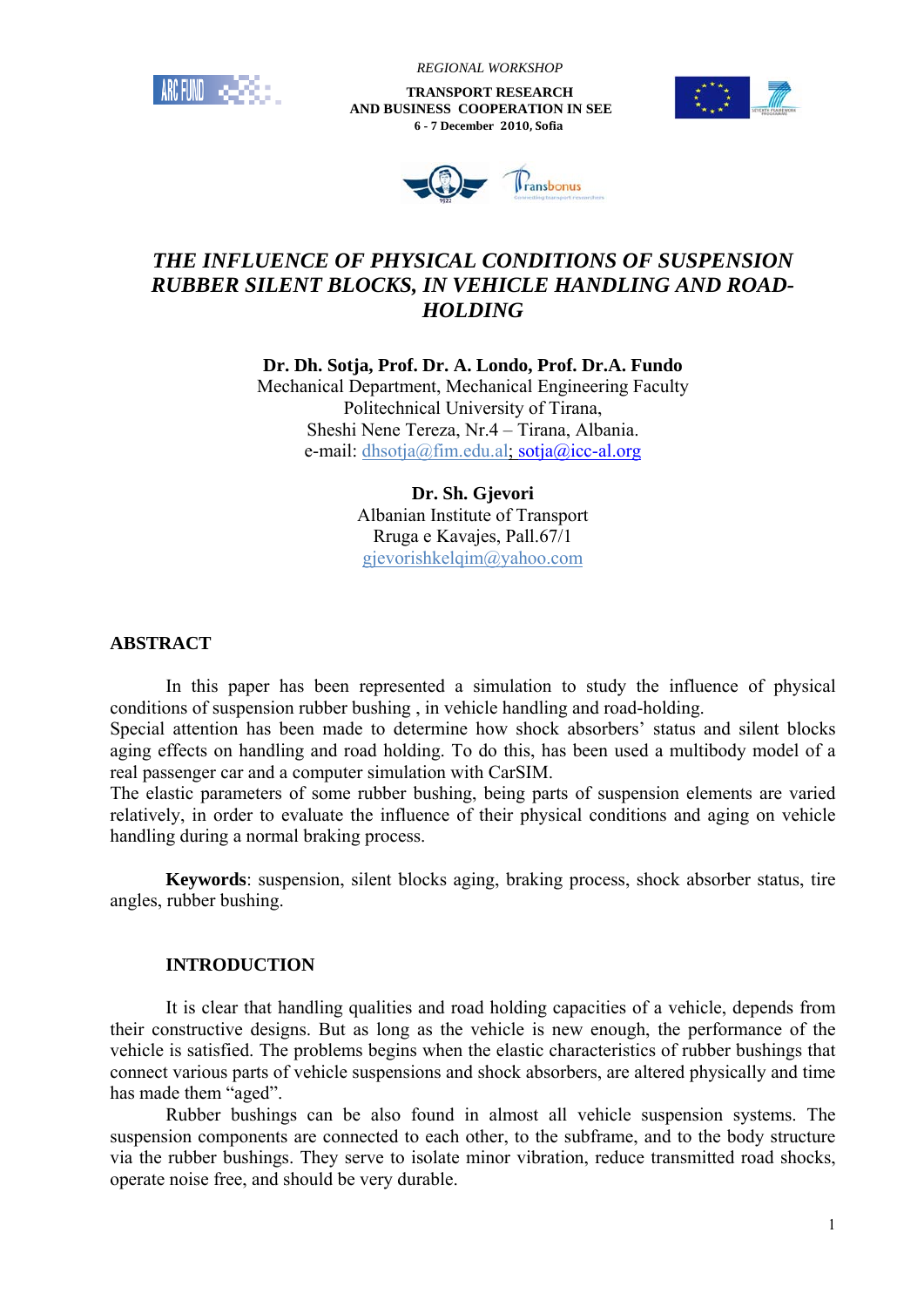REGIONAL WORKSHOP

**TRANSPORT RESEARCH AND BUSINESS COOPERATION IN SEE**

**6 - 7 December 2010, Sofia**

# THE INFLUENCE OF PHYSICAL CONDITIONS OF SUSPENSION RUBBER SILENT BLOCKS, IN VEHICLE HANDLING AND ROAD-HOLDING

**Dr. Dh. Sotja, Prof. Dr. A. Londo, Prof. Dr.A. Fundo**
Mechanical Department, Mechanical Engineering Faculty
Politechnical University of Tirana,
Sheshi Nene Tereza, Nr.4 – Tirana, Albania.
e-mail: dhsotja@fim.edu.al; sotja@icc-al.org

**Dr. Sh. Gjevori**
Albanian Institute of Transport
Rruga e Kavajes, Pall.67/1
gjevorishkelqim@yahoo.com

## ABSTRACT

In this paper has been represented a simulation to study the influence of physical conditions of suspension rubber bushing , in vehicle handling and road-holding.
Special attention has been made to determine how shock absorbers' status and silent blocks aging effects on handling and road holding. To do this, has been used a multibody model of a real passenger car and a computer simulation with CarSIM.
The elastic parameters of some rubber bushing, being parts of suspension elements are varied relatively, in order to evaluate the influence of their physical conditions and aging on vehicle handling during a normal braking process.

**Keywords**: suspension, silent blocks aging, braking process, shock absorber status, tire angles, rubber bushing.

## INTRODUCTION

It is clear that handling qualities and road holding capacities of a vehicle, depends from their constructive designs. But as long as the vehicle is new enough, the performance of the vehicle is satisfied. The problems begins when the elastic characteristics of rubber bushings that connect various parts of vehicle suspensions and shock absorbers, are altered physically and time has made them "aged".

Rubber bushings can be also found in almost all vehicle suspension systems. The suspension components are connected to each other, to the subframe, and to the body structure via the rubber bushings. They serve to isolate minor vibration, reduce transmitted road shocks, operate noise free, and should be very durable.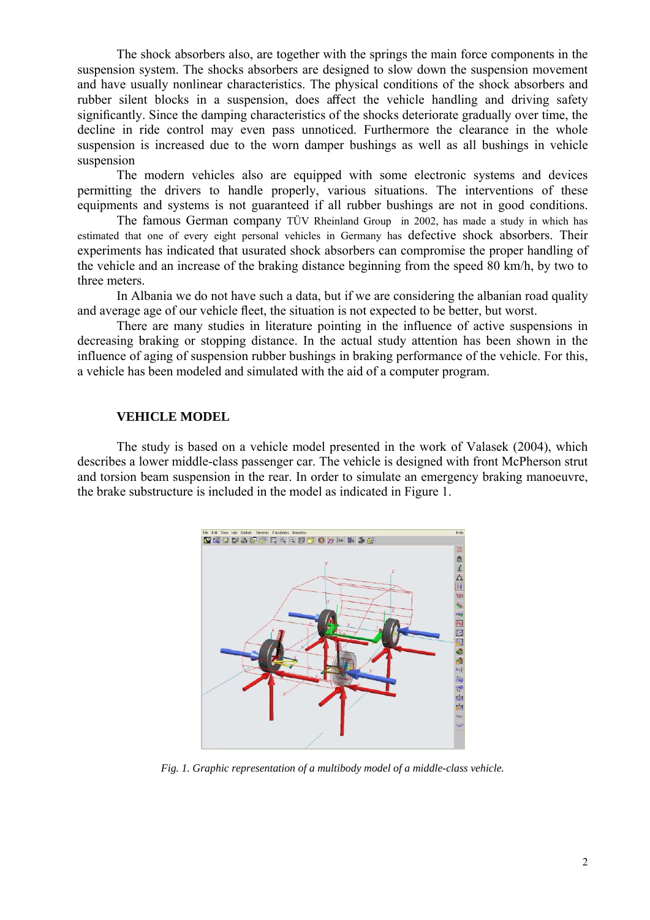The shock absorbers also, are together with the springs the main force components in the suspension system. The shocks absorbers are designed to slow down the suspension movement and have usually nonlinear characteristics. The physical conditions of the shock absorbers and rubber silent blocks in a suspension, does affect the vehicle handling and driving safety significantly. Since the damping characteristics of the shocks deteriorate gradually over time, the decline in ride control may even pass unnoticed. Furthermore the clearance in the whole suspension is increased due to the worn damper bushings as well as all bushings in vehicle suspension

The modern vehicles also are equipped with some electronic systems and devices permitting the drivers to handle properly, various situations. The interventions of these equipments and systems is not guaranteed if all rubber bushings are not in good conditions. The famous German company TÜV Rheinland Group in 2002, has made a study in which has estimated that one of every eight personal vehicles in Germany has defective shock absorbers. Their experiments has indicated that usurated shock absorbers can compromise the proper handling of the vehicle and an increase of the braking distance beginning from the speed 80 km/h, by two to three meters.

In Albania we do not have such a data, but if we are considering the albanian road quality and average age of our vehicle fleet, the situation is not expected to be better, but worst.

There are many studies in literature pointing in the influence of active suspensions in decreasing braking or stopping distance. In the actual study attention has been shown in the influence of aging of suspension rubber bushings in braking performance of the vehicle. For this, a vehicle has been modeled and simulated with the aid of a computer program.

## VEHICLE MODEL

The study is based on a vehicle model presented in the work of Valasek (2004), which describes a lower middle-class passenger car. The vehicle is designed with front McPherson strut and torsion beam suspension in the rear. In order to simulate an emergency braking manoeuvre, the brake substructure is included in the model as indicated in Figure 1.

*Fig. 1. Graphic representation of a multibody model of a middle-class vehicle.*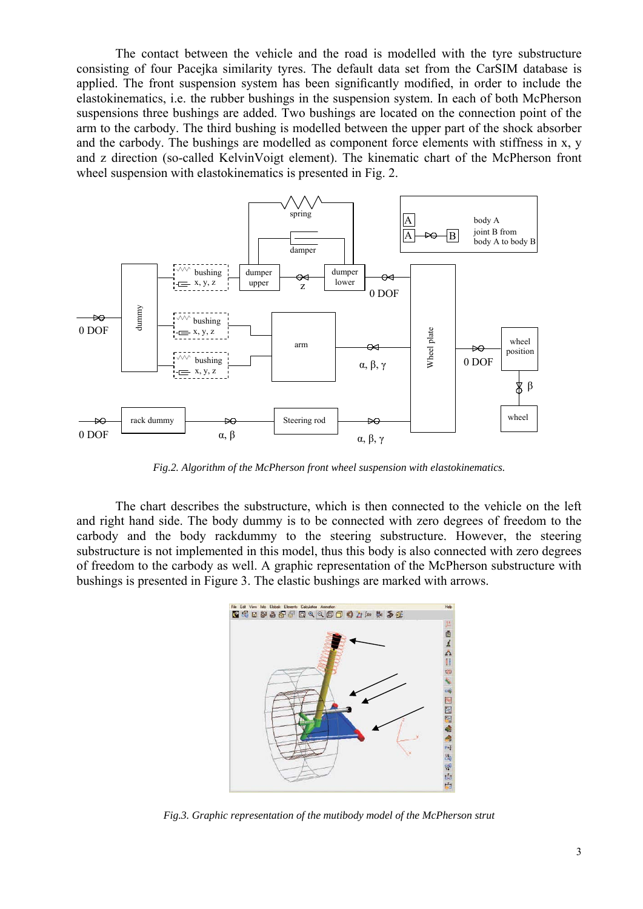The contact between the vehicle and the road is modelled with the tyre substructure consisting of four Pacejka similarity tyres. The default data set from the CarSIM database is applied. The front suspension system has been significantly modified, in order to include the elastokinematics, i.e. the rubber bushings in the suspension system. In each of both McPherson suspensions three bushings are added. Two bushings are located on the connection point of the arm to the carbody. The third bushing is modelled between the upper part of the shock absorber and the carbody. The bushings are modelled as component force elements with stiffness in x, y and z direction (so-called KelvinVoigt element). The kinematic chart of the McPherson front wheel suspension with elastokinematics is presented in Fig. 2.

*Fig.2. Algorithm of the McPherson front wheel suspension with elastokinematics.*

The chart describes the substructure, which is then connected to the vehicle on the left and right hand side. The body dummy is to be connected with zero degrees of freedom to the carbody and the body rackdummy to the steering substructure. However, the steering substructure is not implemented in this model, thus this body is also connected with zero degrees of freedom to the carbody as well. A graphic representation of the McPherson substructure with bushings is presented in Figure 3. The elastic bushings are marked with arrows.

*Fig.3. Graphic representation of the mutibody model of the McPherson strut*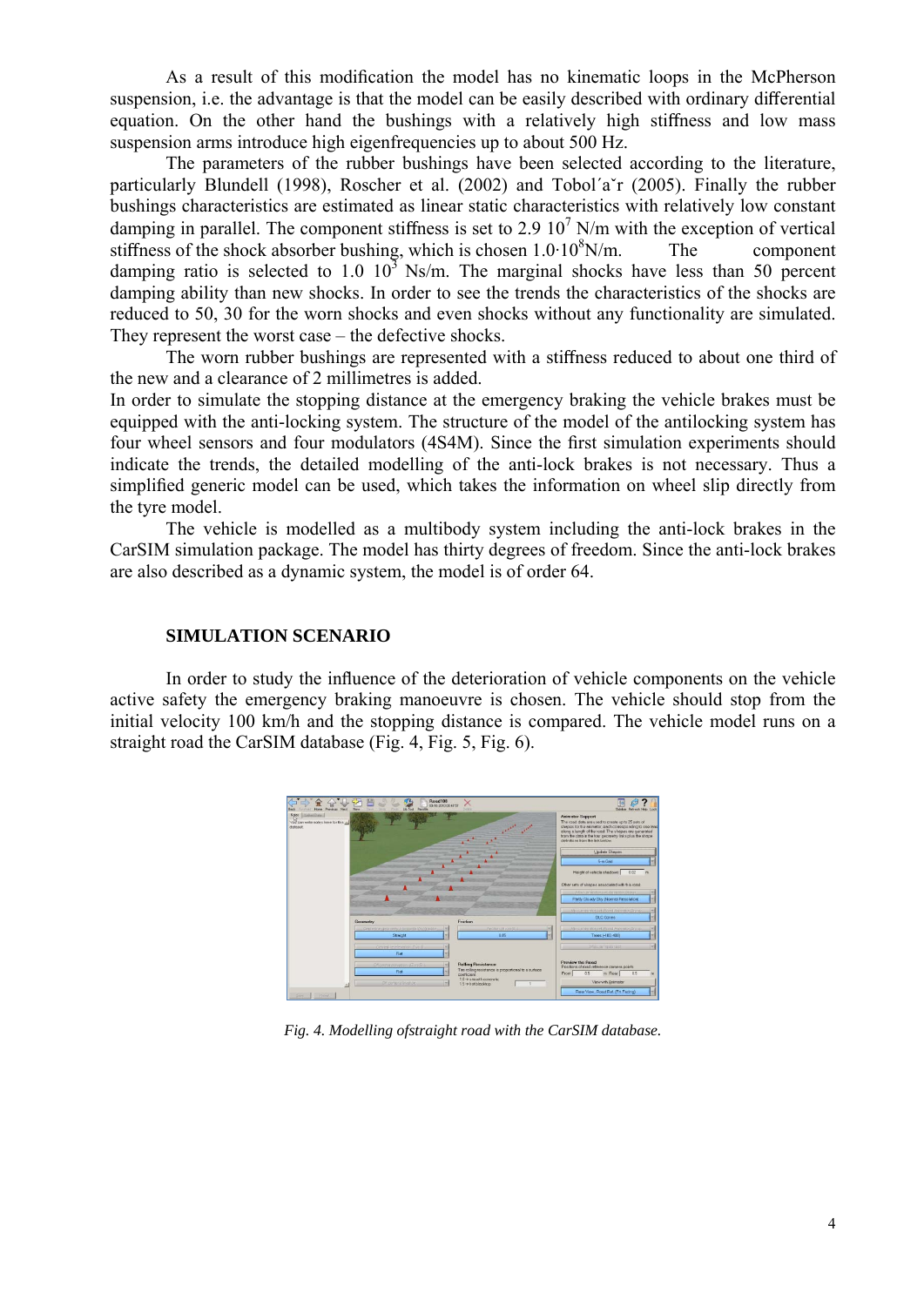As a result of this modification the model has no kinematic loops in the McPherson suspension, i.e. the advantage is that the model can be easily described with ordinary differential equation. On the other hand the bushings with a relatively high stiffness and low mass suspension arms introduce high eigenfrequencies up to about 500 Hz.

The parameters of the rubber bushings have been selected according to the literature, particularly Blundell (1998), Roscher et al. (2002) and Tobol´aˇr (2005). Finally the rubber bushings characteristics are estimated as linear static characteristics with relatively low constant damping in parallel. The component stiffness is set to 2.9 $10^7$ N/m with the exception of vertical stiffness of the shock absorber bushing, which is chosen $1.0 \cdot 10^8$N/m. The component damping ratio is selected to 1.0 $10^3$ Ns/m. The marginal shocks have less than 50 percent damping ability than new shocks. In order to see the trends the characteristics of the shocks are reduced to 50, 30 for the worn shocks and even shocks without any functionality are simulated. They represent the worst case – the defective shocks.

The worn rubber bushings are represented with a stiffness reduced to about one third of the new and a clearance of 2 millimetres is added.

In order to simulate the stopping distance at the emergency braking the vehicle brakes must be equipped with the anti-locking system. The structure of the model of the antilocking system has four wheel sensors and four modulators (4S4M). Since the first simulation experiments should indicate the trends, the detailed modelling of the anti-lock brakes is not necessary. Thus a simplified generic model can be used, which takes the information on wheel slip directly from the tyre model.

The vehicle is modelled as a multibody system including the anti-lock brakes in the CarSIM simulation package. The model has thirty degrees of freedom. Since the anti-lock brakes are also described as a dynamic system, the model is of order 64.

## SIMULATION SCENARIO

In order to study the influence of the deterioration of vehicle components on the vehicle active safety the emergency braking manoeuvre is chosen. The vehicle should stop from the initial velocity 100 km/h and the stopping distance is compared. The vehicle model runs on a straight road the CarSIM database (Fig. 4, Fig. 5, Fig. 6).

*Fig. 4. Modelling ofstraight road with the CarSIM database.*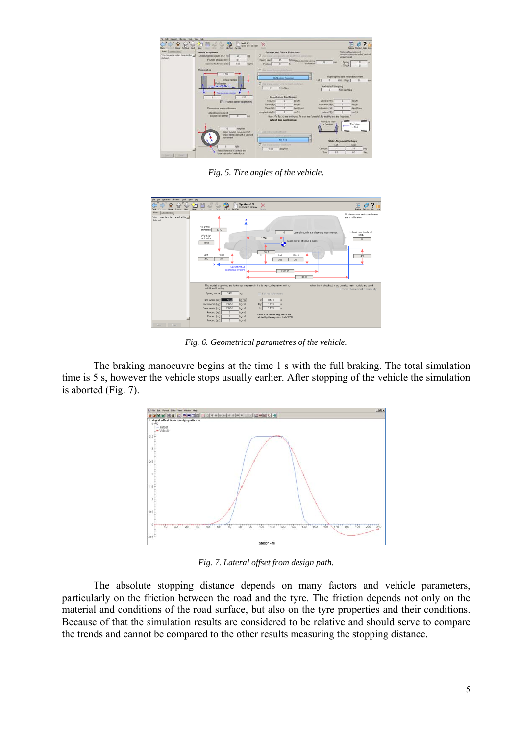*Fig. 5. Tire angles of the vehicle.*

*Fig. 6. Geometrical parametres of the vehicle.*

The braking manoeuvre begins at the time 1 s with the full braking. The total simulation time is 5 s, however the vehicle stops usually earlier. After stopping of the vehicle the simulation is aborted (Fig. 7).

*Fig. 7. Lateral offset from design path.*

The absolute stopping distance depends on many factors and vehicle parameters, particularly on the friction between the road and the tyre. The friction depends not only on the material and conditions of the road surface, but also on the tyre properties and their conditions. Because of that the simulation results are considered to be relative and should serve to compare the trends and cannot be compared to the other results measuring the stopping distance.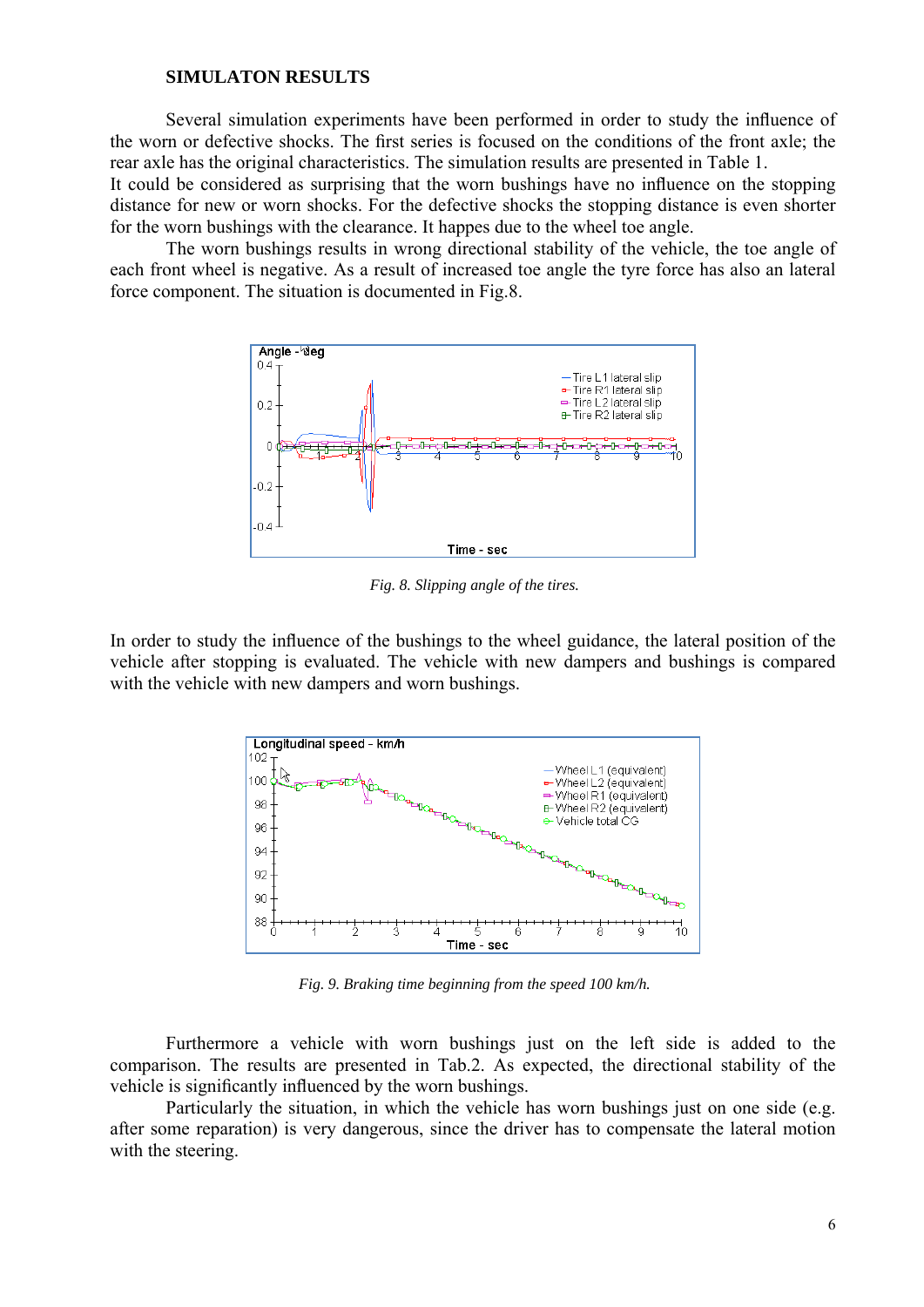**SIMULATON RESULTS**

Several simulation experiments have been performed in order to study the influence of the worn or defective shocks. The first series is focused on the conditions of the front axle; the rear axle has the original characteristics. The simulation results are presented in Table 1.
It could be considered as surprising that the worn bushings have no influence on the stopping distance for new or worn shocks. For the defective shocks the stopping distance is even shorter for the worn bushings with the clearance. It happes due to the wheel toe angle.

The worn bushings results in wrong directional stability of the vehicle, the toe angle of each front wheel is negative. As a result of increased toe angle the tyre force has also an lateral force component. The situation is documented in Fig.8.

*Fig. 8. Slipping angle of the tires.*

In order to study the influence of the bushings to the wheel guidance, the lateral position of the vehicle after stopping is evaluated. The vehicle with new dampers and bushings is compared with the vehicle with new dampers and worn bushings.

*Fig. 9. Braking time beginning from the speed 100 km/h.*

Furthermore a vehicle with worn bushings just on the left side is added to the comparison. The results are presented in Tab.2. As expected, the directional stability of the vehicle is significantly influenced by the worn bushings.

Particularly the situation, in which the vehicle has worn bushings just on one side (e.g. after some reparation) is very dangerous, since the driver has to compensate the lateral motion with the steering.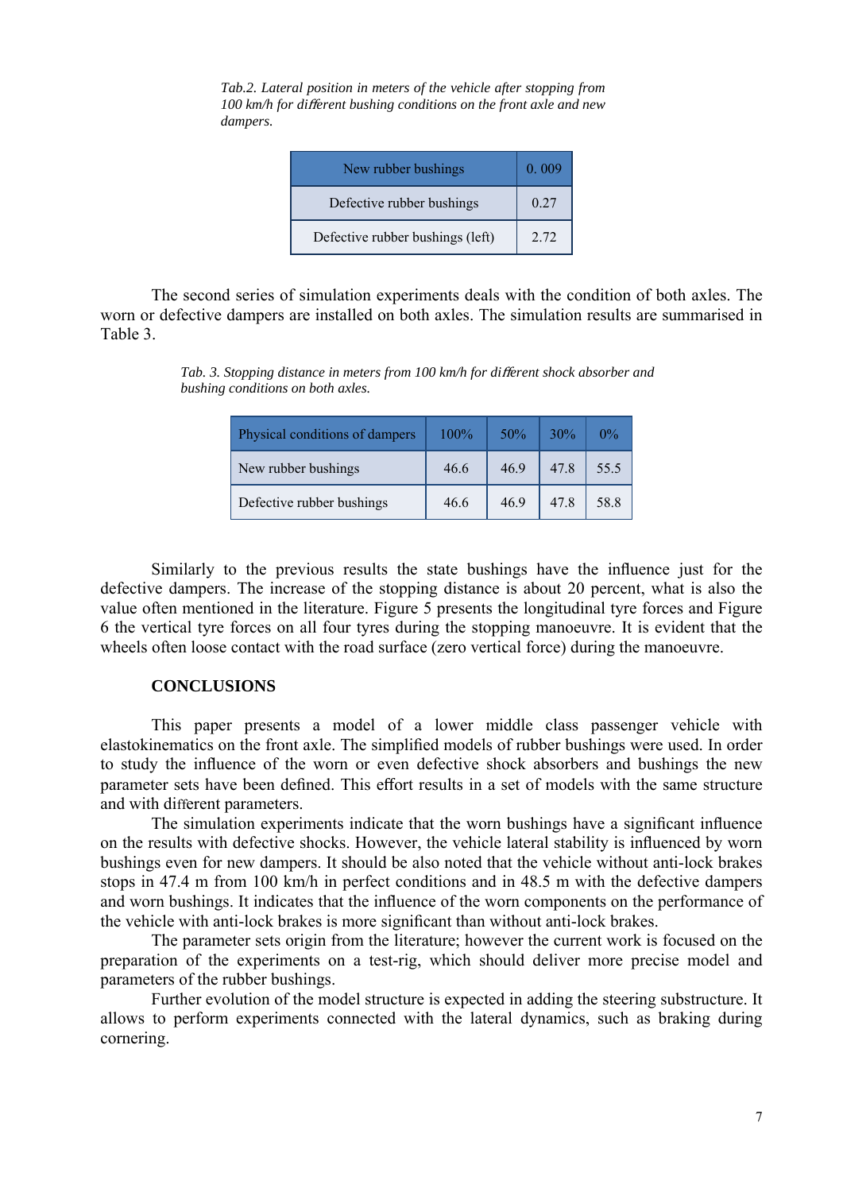*Tab.2. Lateral position in meters of the vehicle after stopping from 100 km/h for different bushing conditions on the front axle and new dampers.*

| New rubber bushings | 0. 009 |
|---|---|
| Defective rubber bushings | 0.27 |
| Defective rubber bushings (left) | 2.72 |

The second series of simulation experiments deals with the condition of both axles. The worn or defective dampers are installed on both axles. The simulation results are summarised in Table 3.

*Tab. 3. Stopping distance in meters from 100 km/h for different shock absorber and bushing conditions on both axles.*

| Physical conditions of dampers | 100% | 50% | 30% | 0% |
|---|---|---|---|---|
| New rubber bushings | 46.6 | 46.9 | 47.8 | 55.5 |
| Defective rubber bushings | 46.6 | 46.9 | 47.8 | 58.8 |

Similarly to the previous results the state bushings have the influence just for the defective dampers. The increase of the stopping distance is about 20 percent, what is also the value often mentioned in the literature. Figure 5 presents the longitudinal tyre forces and Figure 6 the vertical tyre forces on all four tyres during the stopping manoeuvre. It is evident that the wheels often loose contact with the road surface (zero vertical force) during the manoeuvre.

## CONCLUSIONS

This paper presents a model of a lower middle class passenger vehicle with elastokinematics on the front axle. The simplified models of rubber bushings were used. In order to study the influence of the worn or even defective shock absorbers and bushings the new parameter sets have been defined. This effort results in a set of models with the same structure and with different parameters.

The simulation experiments indicate that the worn bushings have a significant influence on the results with defective shocks. However, the vehicle lateral stability is influenced by worn bushings even for new dampers. It should be also noted that the vehicle without anti-lock brakes stops in 47.4 m from 100 km/h in perfect conditions and in 48.5 m with the defective dampers and worn bushings. It indicates that the influence of the worn components on the performance of the vehicle with anti-lock brakes is more significant than without anti-lock brakes.

The parameter sets origin from the literature; however the current work is focused on the preparation of the experiments on a test-rig, which should deliver more precise model and parameters of the rubber bushings.

Further evolution of the model structure is expected in adding the steering substructure. It allows to perform experiments connected with the lateral dynamics, such as braking during cornering.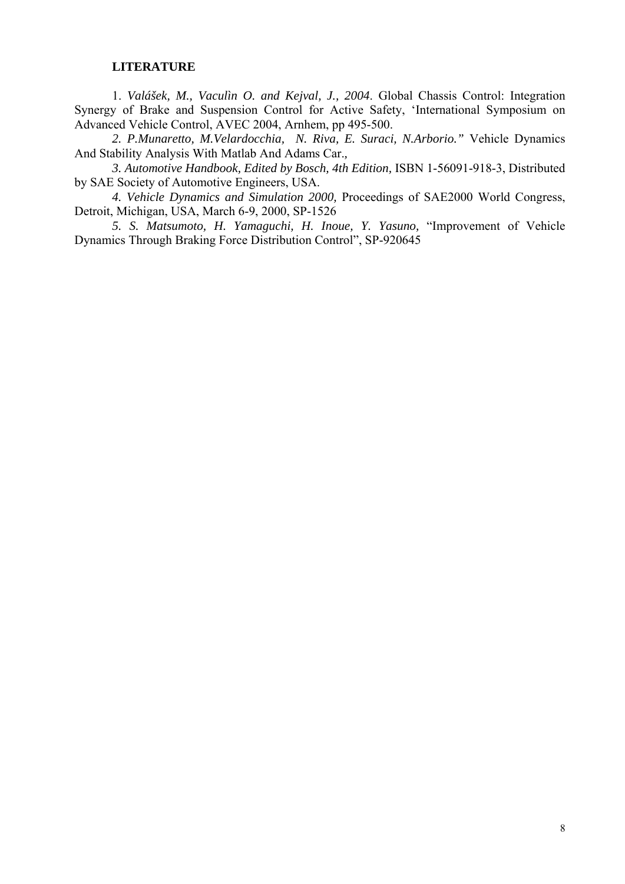**LITERATURE**

1. *Valášek, M., Vaculìn O. and Kejval, J., 2004*. Global Chassis Control: Integration Synergy of Brake and Suspension Control for Active Safety, 'International Symposium on Advanced Vehicle Control, AVEC 2004, Arnhem, pp 495-500.

*2. P.Munaretto, M.Velardocchia, N. Riva, E. Suraci, N.Arborio."* Vehicle Dynamics And Stability Analysis With Matlab And Adams Car.,

*3. Automotive Handbook, Edited by Bosch, 4th Edition,* ISBN 1-56091-918-3, Distributed by SAE Society of Automotive Engineers, USA.

*4. Vehicle Dynamics and Simulation 2000,* Proceedings of SAE2000 World Congress, Detroit, Michigan, USA, March 6-9, 2000, SP-1526

*5. S. Matsumoto, H. Yamaguchi, H. Inoue, Y. Yasuno,* "Improvement of Vehicle Dynamics Through Braking Force Distribution Control", SP-920645